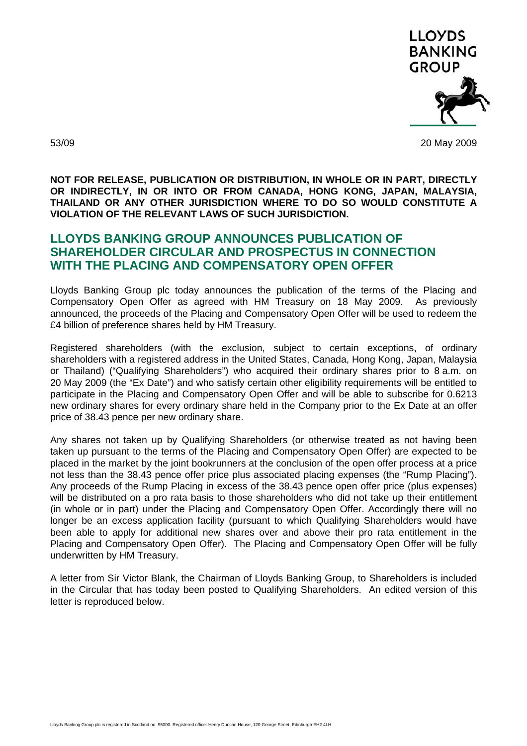53/09

20 May 2009

**NOT FOR RELEASE, PUBLICATION OR DISTRIBUTION, IN WHOLE OR IN PART, DIRECTLY OR INDIRECTLY, IN OR INTO OR FROM CANADA, HONG KONG, JAPAN, MALAYSIA, THAILAND OR ANY OTHER JURISDICTION WHERE TO DO SO WOULD CONSTITUTE A VIOLATION OF THE RELEVANT LAWS OF SUCH JURISDICTION.**

# LLOYDS BANKING GROUP ANNOUNCES PUBLICATION OF SHAREHOLDER CIRCULAR AND PROSPECTUS IN CONNECTION WITH THE PLACING AND COMPENSATORY OPEN OFFER

Lloyds Banking Group plc today announces the publication of the terms of the Placing and Compensatory Open Offer as agreed with HM Treasury on 18 May 2009. As previously announced, the proceeds of the Placing and Compensatory Open Offer will be used to redeem the £4 billion of preference shares held by HM Treasury.

Registered shareholders (with the exclusion, subject to certain exceptions, of ordinary shareholders with a registered address in the United States, Canada, Hong Kong, Japan, Malaysia or Thailand) ("Qualifying Shareholders") who acquired their ordinary shares prior to 8 a.m. on 20 May 2009 (the "Ex Date") and who satisfy certain other eligibility requirements will be entitled to participate in the Placing and Compensatory Open Offer and will be able to subscribe for 0.6213 new ordinary shares for every ordinary share held in the Company prior to the Ex Date at an offer price of 38.43 pence per new ordinary share.

Any shares not taken up by Qualifying Shareholders (or otherwise treated as not having been taken up pursuant to the terms of the Placing and Compensatory Open Offer) are expected to be placed in the market by the joint bookrunners at the conclusion of the open offer process at a price not less than the 38.43 pence offer price plus associated placing expenses (the "Rump Placing"). Any proceeds of the Rump Placing in excess of the 38.43 pence open offer price (plus expenses) will be distributed on a pro rata basis to those shareholders who did not take up their entitlement (in whole or in part) under the Placing and Compensatory Open Offer. Accordingly there will no longer be an excess application facility (pursuant to which Qualifying Shareholders would have been able to apply for additional new shares over and above their pro rata entitlement in the Placing and Compensatory Open Offer). The Placing and Compensatory Open Offer will be fully underwritten by HM Treasury.

A letter from Sir Victor Blank, the Chairman of Lloyds Banking Group, to Shareholders is included in the Circular that has today been posted to Qualifying Shareholders. An edited version of this letter is reproduced below.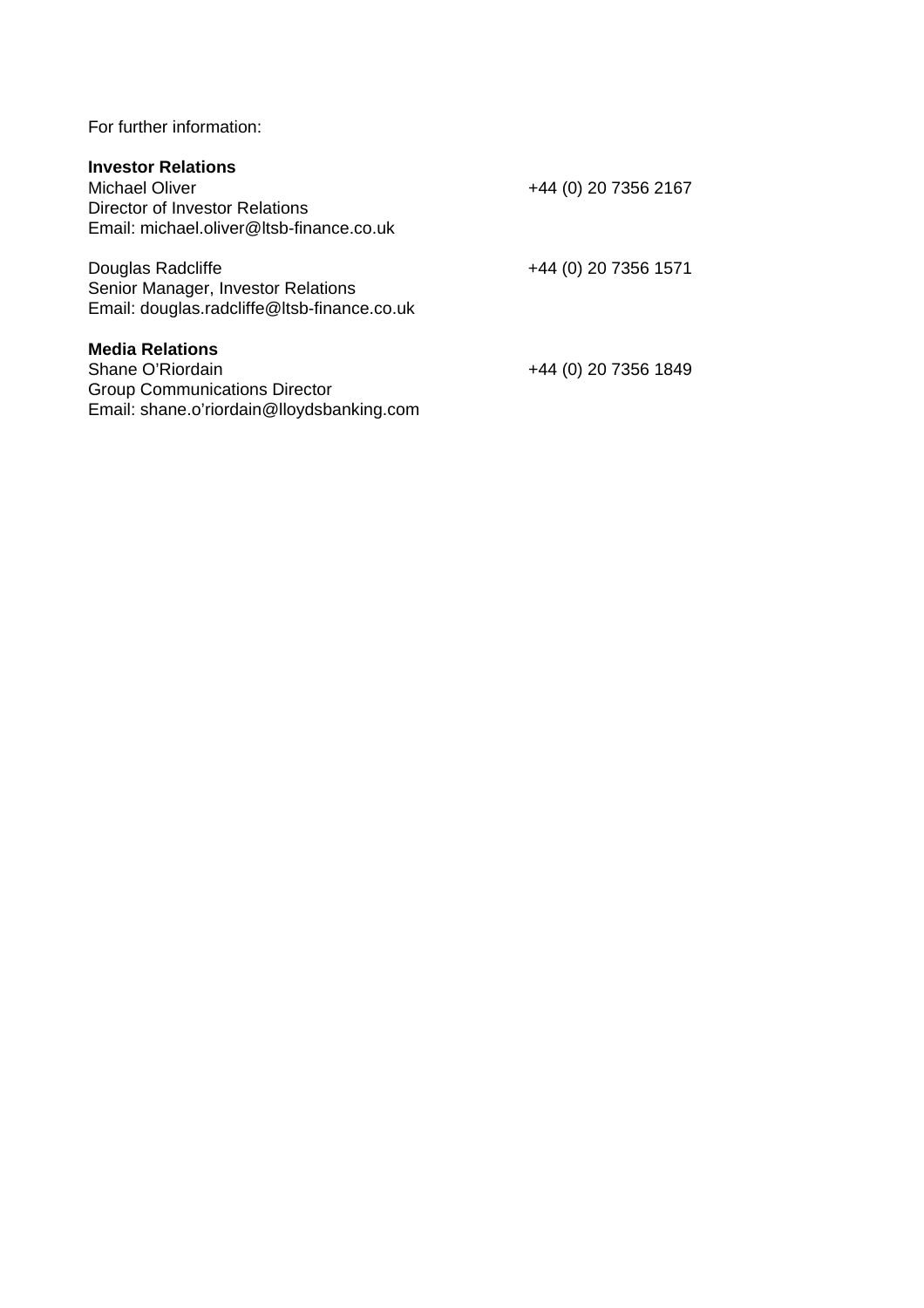For further information:

**Investor Relations**

Michael Oliver +44 (0) 20 7356 2167
Director of Investor Relations
Email: michael.oliver@ltsb-finance.co.uk

Douglas Radcliffe +44 (0) 20 7356 1571
Senior Manager, Investor Relations
Email: douglas.radcliffe@ltsb-finance.co.uk

**Media Relations**

Shane O'Riordain +44 (0) 20 7356 1849
Group Communications Director
Email: shane.o'riordain@lloydsbanking.com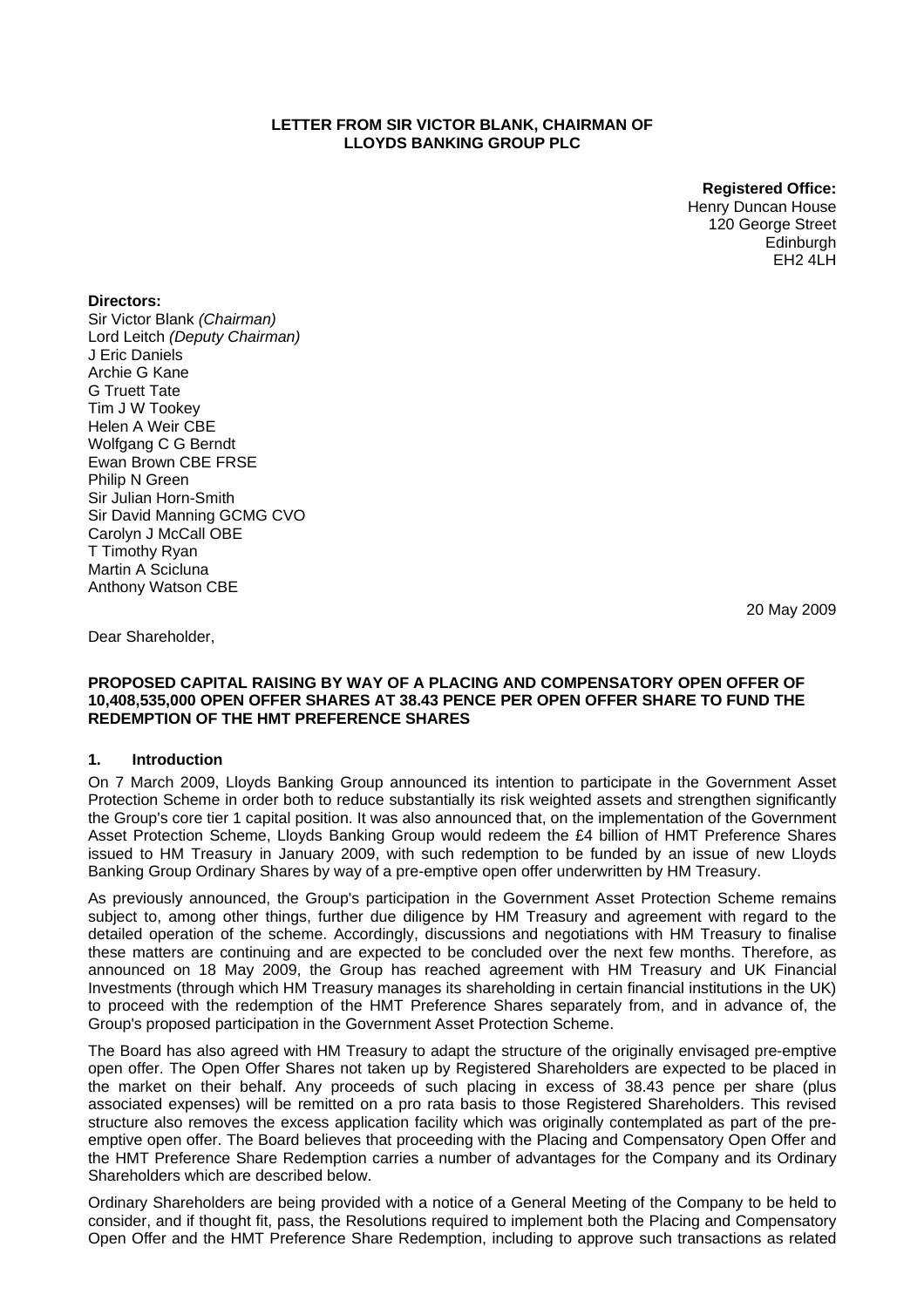**LETTER FROM SIR VICTOR BLANK, CHAIRMAN OF LLOYDS BANKING GROUP PLC**

**Registered Office:**
Henry Duncan House
120 George Street
Edinburgh
EH2 4LH

**Directors:**
Sir Victor Blank *(Chairman)*
Lord Leitch *(Deputy Chairman)*
J Eric Daniels
Archie G Kane
G Truett Tate
Tim J W Tookey
Helen A Weir CBE
Wolfgang C G Berndt
Ewan Brown CBE FRSE
Philip N Green
Sir Julian Horn-Smith
Sir David Manning GCMG CVO
Carolyn J McCall OBE
T Timothy Ryan
Martin A Scicluna
Anthony Watson CBE

20 May 2009

Dear Shareholder,

**PROPOSED CAPITAL RAISING BY WAY OF A PLACING AND COMPENSATORY OPEN OFFER OF 10,408,535,000 OPEN OFFER SHARES AT 38.43 PENCE PER OPEN OFFER SHARE TO FUND THE REDEMPTION OF THE HMT PREFERENCE SHARES**

## 1. Introduction

On 7 March 2009, Lloyds Banking Group announced its intention to participate in the Government Asset Protection Scheme in order both to reduce substantially its risk weighted assets and strengthen significantly the Group's core tier 1 capital position. It was also announced that, on the implementation of the Government Asset Protection Scheme, Lloyds Banking Group would redeem the £4 billion of HMT Preference Shares issued to HM Treasury in January 2009, with such redemption to be funded by an issue of new Lloyds Banking Group Ordinary Shares by way of a pre-emptive open offer underwritten by HM Treasury.

As previously announced, the Group's participation in the Government Asset Protection Scheme remains subject to, among other things, further due diligence by HM Treasury and agreement with regard to the detailed operation of the scheme. Accordingly, discussions and negotiations with HM Treasury to finalise these matters are continuing and are expected to be concluded over the next few months. Therefore, as announced on 18 May 2009, the Group has reached agreement with HM Treasury and UK Financial Investments (through which HM Treasury manages its shareholding in certain financial institutions in the UK) to proceed with the redemption of the HMT Preference Shares separately from, and in advance of, the Group's proposed participation in the Government Asset Protection Scheme.

The Board has also agreed with HM Treasury to adapt the structure of the originally envisaged pre-emptive open offer. The Open Offer Shares not taken up by Registered Shareholders are expected to be placed in the market on their behalf. Any proceeds of such placing in excess of 38.43 pence per share (plus associated expenses) will be remitted on a pro rata basis to those Registered Shareholders. This revised structure also removes the excess application facility which was originally contemplated as part of the pre-emptive open offer. The Board believes that proceeding with the Placing and Compensatory Open Offer and the HMT Preference Share Redemption carries a number of advantages for the Company and its Ordinary Shareholders which are described below.

Ordinary Shareholders are being provided with a notice of a General Meeting of the Company to be held to consider, and if thought fit, pass, the Resolutions required to implement both the Placing and Compensatory Open Offer and the HMT Preference Share Redemption, including to approve such transactions as related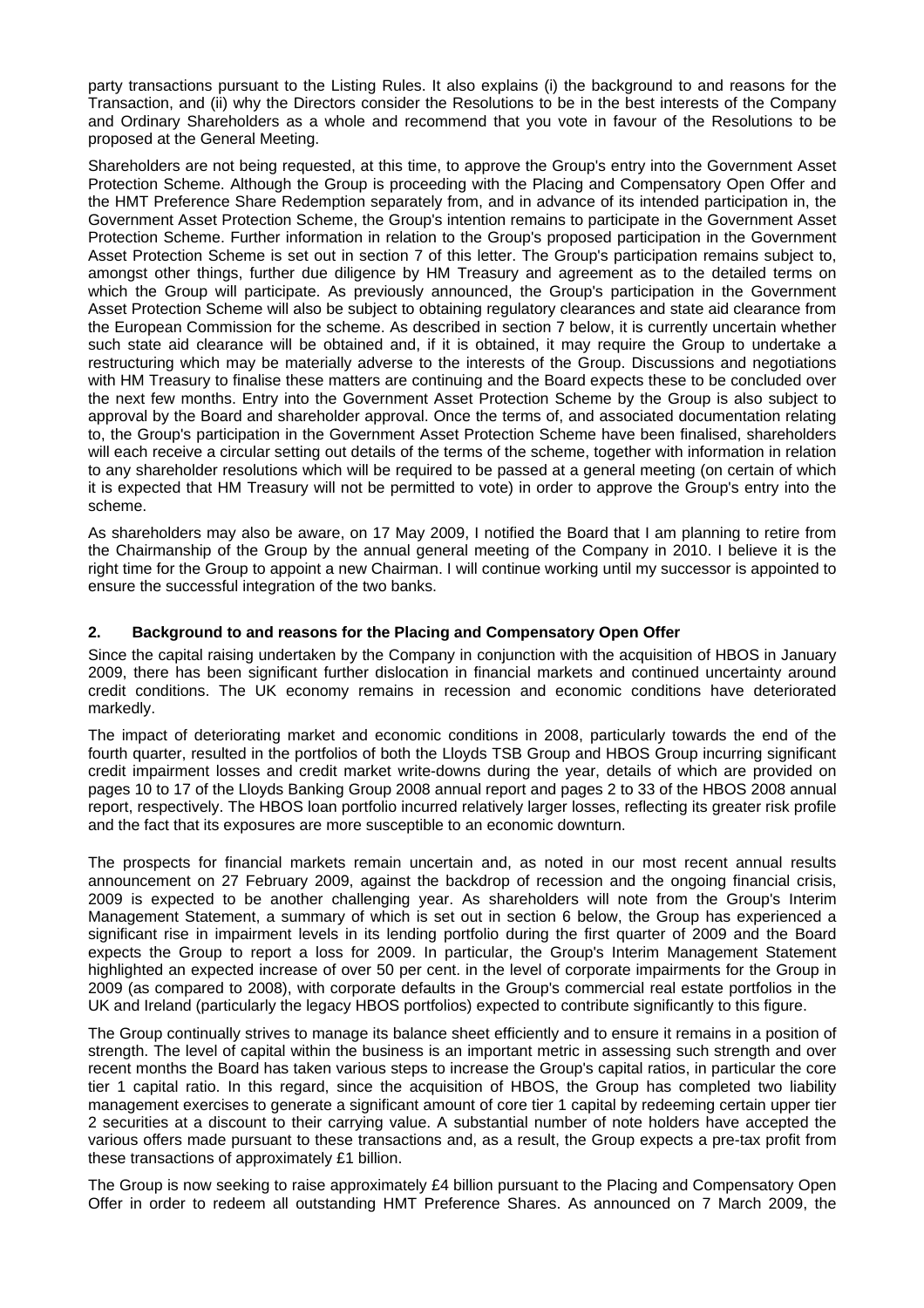party transactions pursuant to the Listing Rules. It also explains (i) the background to and reasons for the Transaction, and (ii) why the Directors consider the Resolutions to be in the best interests of the Company and Ordinary Shareholders as a whole and recommend that you vote in favour of the Resolutions to be proposed at the General Meeting.

Shareholders are not being requested, at this time, to approve the Group's entry into the Government Asset Protection Scheme. Although the Group is proceeding with the Placing and Compensatory Open Offer and the HMT Preference Share Redemption separately from, and in advance of its intended participation in, the Government Asset Protection Scheme, the Group's intention remains to participate in the Government Asset Protection Scheme. Further information in relation to the Group's proposed participation in the Government Asset Protection Scheme is set out in section 7 of this letter. The Group's participation remains subject to, amongst other things, further due diligence by HM Treasury and agreement as to the detailed terms on which the Group will participate. As previously announced, the Group's participation in the Government Asset Protection Scheme will also be subject to obtaining regulatory clearances and state aid clearance from the European Commission for the scheme. As described in section 7 below, it is currently uncertain whether such state aid clearance will be obtained and, if it is obtained, it may require the Group to undertake a restructuring which may be materially adverse to the interests of the Group. Discussions and negotiations with HM Treasury to finalise these matters are continuing and the Board expects these to be concluded over the next few months. Entry into the Government Asset Protection Scheme by the Group is also subject to approval by the Board and shareholder approval. Once the terms of, and associated documentation relating to, the Group's participation in the Government Asset Protection Scheme have been finalised, shareholders will each receive a circular setting out details of the terms of the scheme, together with information in relation to any shareholder resolutions which will be required to be passed at a general meeting (on certain of which it is expected that HM Treasury will not be permitted to vote) in order to approve the Group's entry into the scheme.

As shareholders may also be aware, on 17 May 2009, I notified the Board that I am planning to retire from the Chairmanship of the Group by the annual general meeting of the Company in 2010. I believe it is the right time for the Group to appoint a new Chairman. I will continue working until my successor is appointed to ensure the successful integration of the two banks.

## 2. Background to and reasons for the Placing and Compensatory Open Offer

Since the capital raising undertaken by the Company in conjunction with the acquisition of HBOS in January 2009, there has been significant further dislocation in financial markets and continued uncertainty around credit conditions. The UK economy remains in recession and economic conditions have deteriorated markedly.

The impact of deteriorating market and economic conditions in 2008, particularly towards the end of the fourth quarter, resulted in the portfolios of both the Lloyds TSB Group and HBOS Group incurring significant credit impairment losses and credit market write-downs during the year, details of which are provided on pages 10 to 17 of the Lloyds Banking Group 2008 annual report and pages 2 to 33 of the HBOS 2008 annual report, respectively. The HBOS loan portfolio incurred relatively larger losses, reflecting its greater risk profile and the fact that its exposures are more susceptible to an economic downturn.

The prospects for financial markets remain uncertain and, as noted in our most recent annual results announcement on 27 February 2009, against the backdrop of recession and the ongoing financial crisis, 2009 is expected to be another challenging year. As shareholders will note from the Group's Interim Management Statement, a summary of which is set out in section 6 below, the Group has experienced a significant rise in impairment levels in its lending portfolio during the first quarter of 2009 and the Board expects the Group to report a loss for 2009. In particular, the Group's Interim Management Statement highlighted an expected increase of over 50 per cent. in the level of corporate impairments for the Group in 2009 (as compared to 2008), with corporate defaults in the Group's commercial real estate portfolios in the UK and Ireland (particularly the legacy HBOS portfolios) expected to contribute significantly to this figure.

The Group continually strives to manage its balance sheet efficiently and to ensure it remains in a position of strength. The level of capital within the business is an important metric in assessing such strength and over recent months the Board has taken various steps to increase the Group's capital ratios, in particular the core tier 1 capital ratio. In this regard, since the acquisition of HBOS, the Group has completed two liability management exercises to generate a significant amount of core tier 1 capital by redeeming certain upper tier 2 securities at a discount to their carrying value. A substantial number of note holders have accepted the various offers made pursuant to these transactions and, as a result, the Group expects a pre-tax profit from these transactions of approximately £1 billion.

The Group is now seeking to raise approximately £4 billion pursuant to the Placing and Compensatory Open Offer in order to redeem all outstanding HMT Preference Shares. As announced on 7 March 2009, the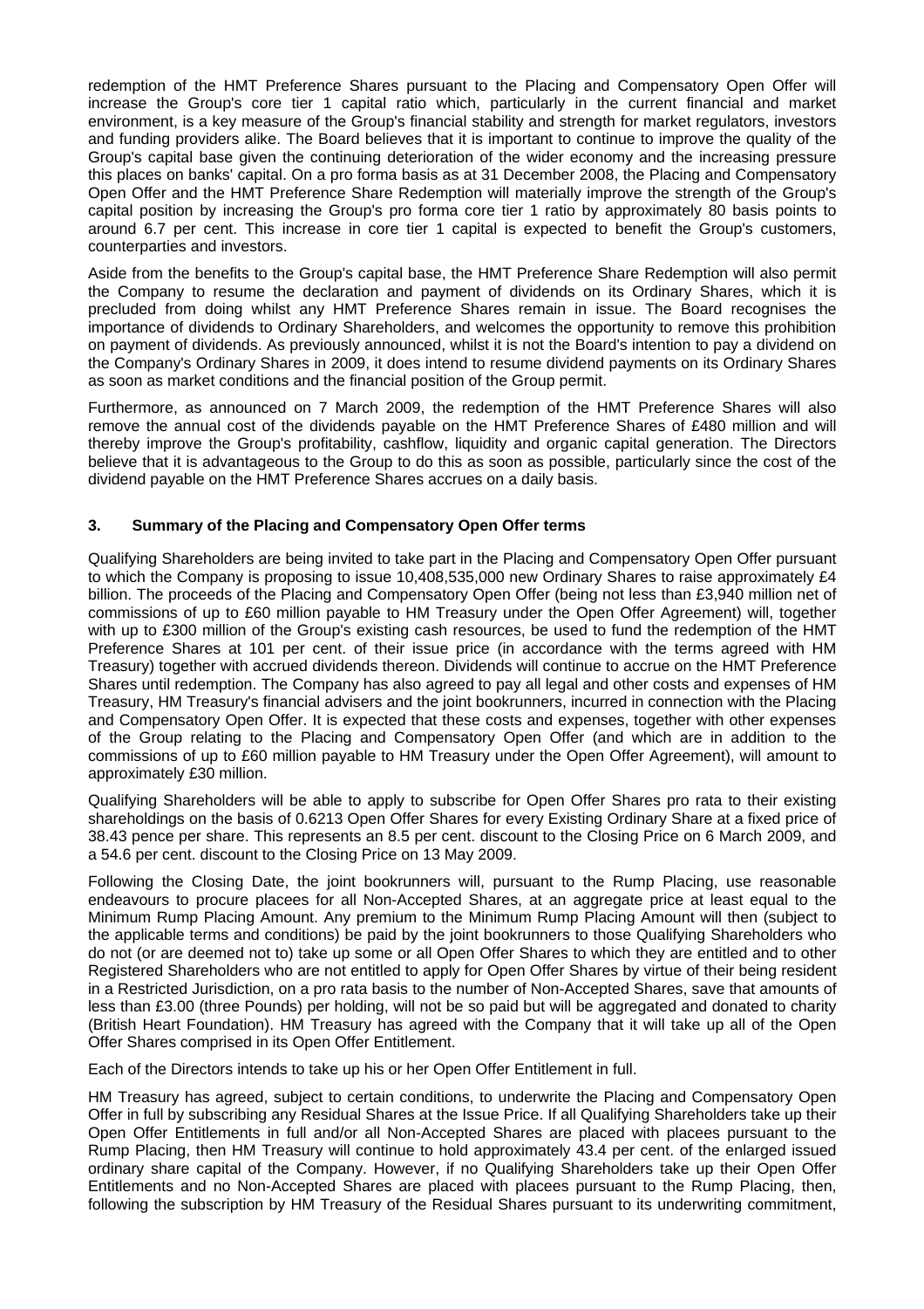redemption of the HMT Preference Shares pursuant to the Placing and Compensatory Open Offer will increase the Group's core tier 1 capital ratio which, particularly in the current financial and market environment, is a key measure of the Group's financial stability and strength for market regulators, investors and funding providers alike. The Board believes that it is important to continue to improve the quality of the Group's capital base given the continuing deterioration of the wider economy and the increasing pressure this places on banks' capital. On a pro forma basis as at 31 December 2008, the Placing and Compensatory Open Offer and the HMT Preference Share Redemption will materially improve the strength of the Group's capital position by increasing the Group's pro forma core tier 1 ratio by approximately 80 basis points to around 6.7 per cent. This increase in core tier 1 capital is expected to benefit the Group's customers, counterparties and investors.

Aside from the benefits to the Group's capital base, the HMT Preference Share Redemption will also permit the Company to resume the declaration and payment of dividends on its Ordinary Shares, which it is precluded from doing whilst any HMT Preference Shares remain in issue. The Board recognises the importance of dividends to Ordinary Shareholders, and welcomes the opportunity to remove this prohibition on payment of dividends. As previously announced, whilst it is not the Board's intention to pay a dividend on the Company's Ordinary Shares in 2009, it does intend to resume dividend payments on its Ordinary Shares as soon as market conditions and the financial position of the Group permit.

Furthermore, as announced on 7 March 2009, the redemption of the HMT Preference Shares will also remove the annual cost of the dividends payable on the HMT Preference Shares of £480 million and will thereby improve the Group's profitability, cashflow, liquidity and organic capital generation. The Directors believe that it is advantageous to the Group to do this as soon as possible, particularly since the cost of the dividend payable on the HMT Preference Shares accrues on a daily basis.

### 3. Summary of the Placing and Compensatory Open Offer terms

Qualifying Shareholders are being invited to take part in the Placing and Compensatory Open Offer pursuant to which the Company is proposing to issue 10,408,535,000 new Ordinary Shares to raise approximately £4 billion. The proceeds of the Placing and Compensatory Open Offer (being not less than £3,940 million net of commissions of up to £60 million payable to HM Treasury under the Open Offer Agreement) will, together with up to £300 million of the Group's existing cash resources, be used to fund the redemption of the HMT Preference Shares at 101 per cent. of their issue price (in accordance with the terms agreed with HM Treasury) together with accrued dividends thereon. Dividends will continue to accrue on the HMT Preference Shares until redemption. The Company has also agreed to pay all legal and other costs and expenses of HM Treasury, HM Treasury's financial advisers and the joint bookrunners, incurred in connection with the Placing and Compensatory Open Offer. It is expected that these costs and expenses, together with other expenses of the Group relating to the Placing and Compensatory Open Offer (and which are in addition to the commissions of up to £60 million payable to HM Treasury under the Open Offer Agreement), will amount to approximately £30 million.

Qualifying Shareholders will be able to apply to subscribe for Open Offer Shares pro rata to their existing shareholdings on the basis of 0.6213 Open Offer Shares for every Existing Ordinary Share at a fixed price of 38.43 pence per share. This represents an 8.5 per cent. discount to the Closing Price on 6 March 2009, and a 54.6 per cent. discount to the Closing Price on 13 May 2009.

Following the Closing Date, the joint bookrunners will, pursuant to the Rump Placing, use reasonable endeavours to procure placees for all Non-Accepted Shares, at an aggregate price at least equal to the Minimum Rump Placing Amount. Any premium to the Minimum Rump Placing Amount will then (subject to the applicable terms and conditions) be paid by the joint bookrunners to those Qualifying Shareholders who do not (or are deemed not to) take up some or all Open Offer Shares to which they are entitled and to other Registered Shareholders who are not entitled to apply for Open Offer Shares by virtue of their being resident in a Restricted Jurisdiction, on a pro rata basis to the number of Non-Accepted Shares, save that amounts of less than £3.00 (three Pounds) per holding, will not be so paid but will be aggregated and donated to charity (British Heart Foundation). HM Treasury has agreed with the Company that it will take up all of the Open Offer Shares comprised in its Open Offer Entitlement.

Each of the Directors intends to take up his or her Open Offer Entitlement in full.

HM Treasury has agreed, subject to certain conditions, to underwrite the Placing and Compensatory Open Offer in full by subscribing any Residual Shares at the Issue Price. If all Qualifying Shareholders take up their Open Offer Entitlements in full and/or all Non-Accepted Shares are placed with placees pursuant to the Rump Placing, then HM Treasury will continue to hold approximately 43.4 per cent. of the enlarged issued ordinary share capital of the Company. However, if no Qualifying Shareholders take up their Open Offer Entitlements and no Non-Accepted Shares are placed with placees pursuant to the Rump Placing, then, following the subscription by HM Treasury of the Residual Shares pursuant to its underwriting commitment,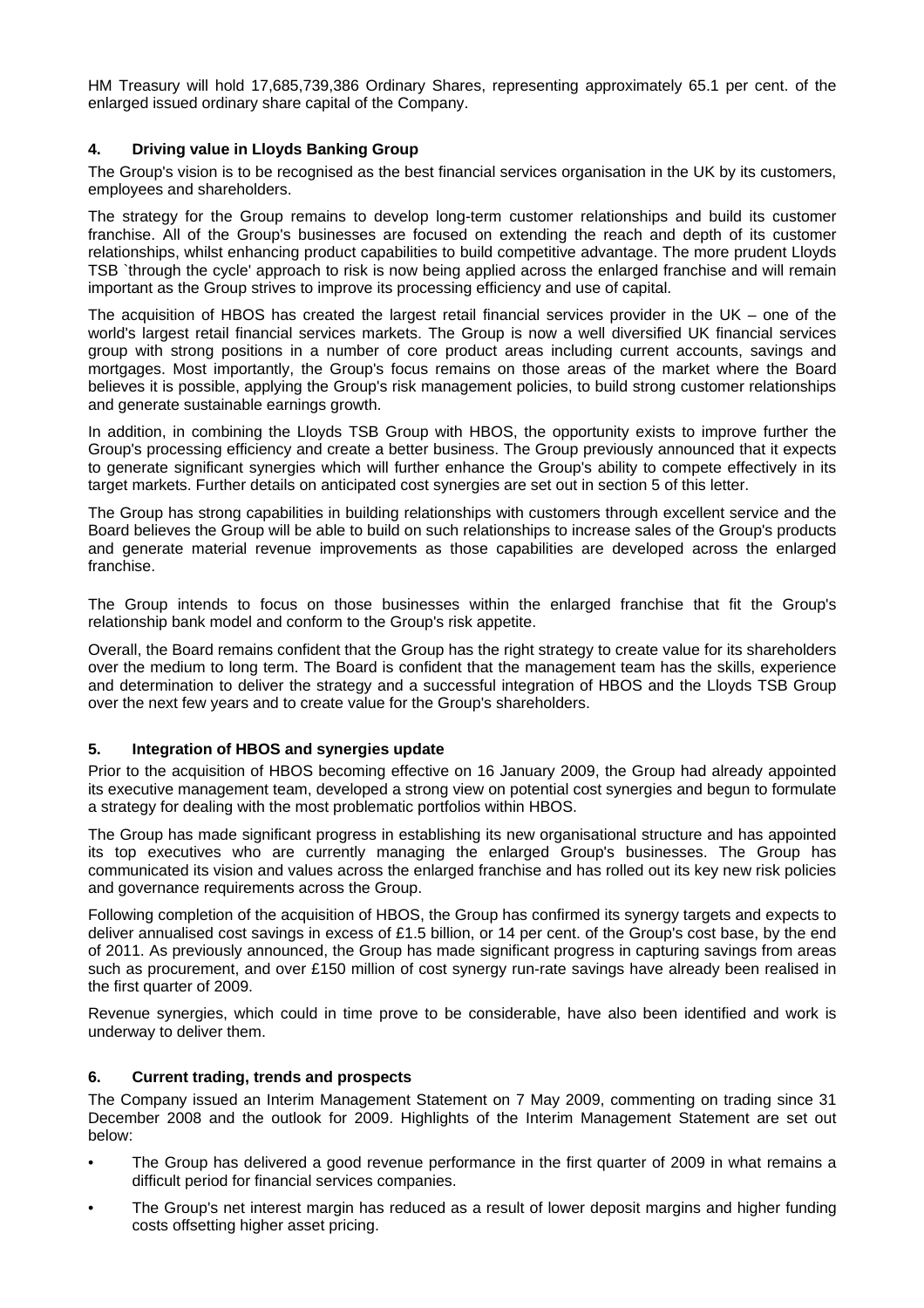HM Treasury will hold 17,685,739,386 Ordinary Shares, representing approximately 65.1 per cent. of the enlarged issued ordinary share capital of the Company.

## 4. Driving value in Lloyds Banking Group

The Group's vision is to be recognised as the best financial services organisation in the UK by its customers, employees and shareholders.

The strategy for the Group remains to develop long-term customer relationships and build its customer franchise. All of the Group's businesses are focused on extending the reach and depth of its customer relationships, whilst enhancing product capabilities to build competitive advantage. The more prudent Lloyds TSB `through the cycle' approach to risk is now being applied across the enlarged franchise and will remain important as the Group strives to improve its processing efficiency and use of capital.

The acquisition of HBOS has created the largest retail financial services provider in the UK – one of the world's largest retail financial services markets. The Group is now a well diversified UK financial services group with strong positions in a number of core product areas including current accounts, savings and mortgages. Most importantly, the Group's focus remains on those areas of the market where the Board believes it is possible, applying the Group's risk management policies, to build strong customer relationships and generate sustainable earnings growth.

In addition, in combining the Lloyds TSB Group with HBOS, the opportunity exists to improve further the Group's processing efficiency and create a better business. The Group previously announced that it expects to generate significant synergies which will further enhance the Group's ability to compete effectively in its target markets. Further details on anticipated cost synergies are set out in section 5 of this letter.

The Group has strong capabilities in building relationships with customers through excellent service and the Board believes the Group will be able to build on such relationships to increase sales of the Group's products and generate material revenue improvements as those capabilities are developed across the enlarged franchise.

The Group intends to focus on those businesses within the enlarged franchise that fit the Group's relationship bank model and conform to the Group's risk appetite.

Overall, the Board remains confident that the Group has the right strategy to create value for its shareholders over the medium to long term. The Board is confident that the management team has the skills, experience and determination to deliver the strategy and a successful integration of HBOS and the Lloyds TSB Group over the next few years and to create value for the Group's shareholders.

## 5. Integration of HBOS and synergies update

Prior to the acquisition of HBOS becoming effective on 16 January 2009, the Group had already appointed its executive management team, developed a strong view on potential cost synergies and begun to formulate a strategy for dealing with the most problematic portfolios within HBOS.

The Group has made significant progress in establishing its new organisational structure and has appointed its top executives who are currently managing the enlarged Group's businesses. The Group has communicated its vision and values across the enlarged franchise and has rolled out its key new risk policies and governance requirements across the Group.

Following completion of the acquisition of HBOS, the Group has confirmed its synergy targets and expects to deliver annualised cost savings in excess of £1.5 billion, or 14 per cent. of the Group's cost base, by the end of 2011. As previously announced, the Group has made significant progress in capturing savings from areas such as procurement, and over £150 million of cost synergy run-rate savings have already been realised in the first quarter of 2009.

Revenue synergies, which could in time prove to be considerable, have also been identified and work is underway to deliver them.

## 6. Current trading, trends and prospects

The Company issued an Interim Management Statement on 7 May 2009, commenting on trading since 31 December 2008 and the outlook for 2009. Highlights of the Interim Management Statement are set out below:

- The Group has delivered a good revenue performance in the first quarter of 2009 in what remains a difficult period for financial services companies.
- The Group's net interest margin has reduced as a result of lower deposit margins and higher funding costs offsetting higher asset pricing.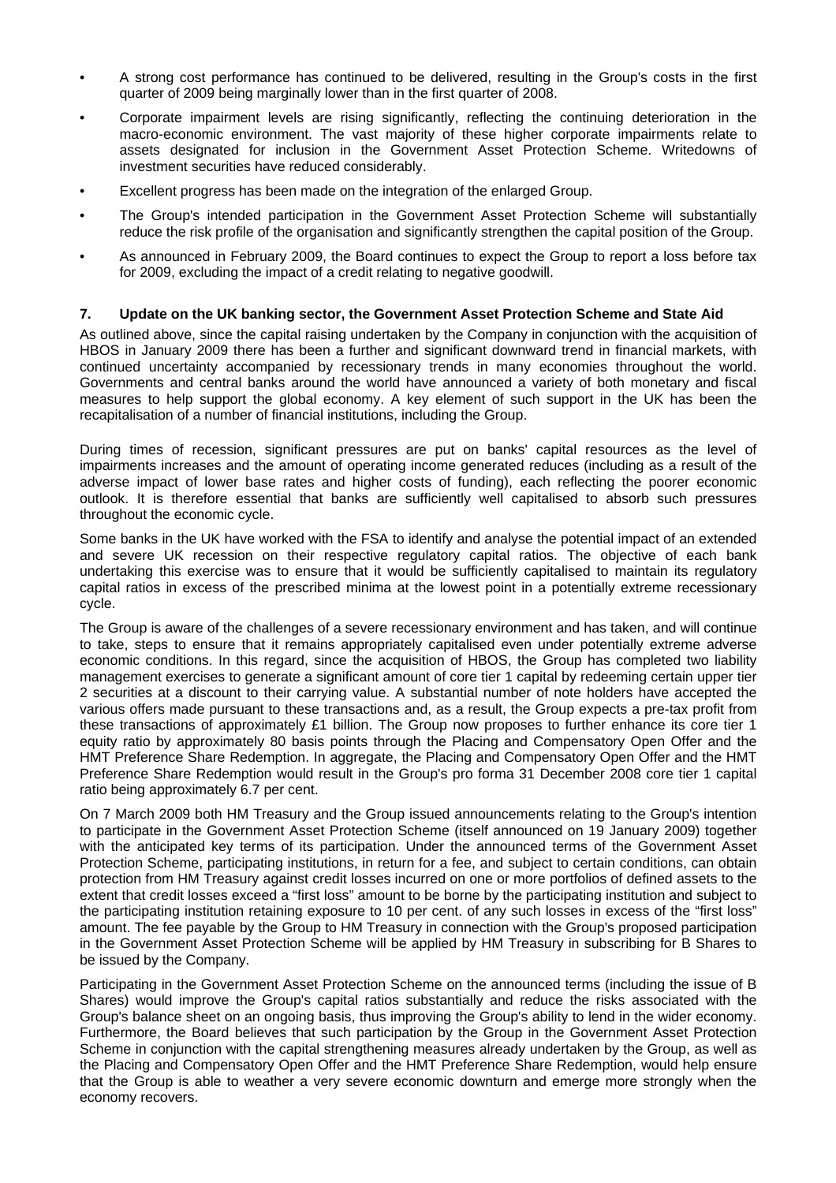- A strong cost performance has continued to be delivered, resulting in the Group's costs in the first quarter of 2009 being marginally lower than in the first quarter of 2008.
- Corporate impairment levels are rising significantly, reflecting the continuing deterioration in the macro-economic environment. The vast majority of these higher corporate impairments relate to assets designated for inclusion in the Government Asset Protection Scheme. Writedowns of investment securities have reduced considerably.
- Excellent progress has been made on the integration of the enlarged Group.
- The Group's intended participation in the Government Asset Protection Scheme will substantially reduce the risk profile of the organisation and significantly strengthen the capital position of the Group.
- As announced in February 2009, the Board continues to expect the Group to report a loss before tax for 2009, excluding the impact of a credit relating to negative goodwill.

## 7. Update on the UK banking sector, the Government Asset Protection Scheme and State Aid

As outlined above, since the capital raising undertaken by the Company in conjunction with the acquisition of HBOS in January 2009 there has been a further and significant downward trend in financial markets, with continued uncertainty accompanied by recessionary trends in many economies throughout the world. Governments and central banks around the world have announced a variety of both monetary and fiscal measures to help support the global economy. A key element of such support in the UK has been the recapitalisation of a number of financial institutions, including the Group.

During times of recession, significant pressures are put on banks' capital resources as the level of impairments increases and the amount of operating income generated reduces (including as a result of the adverse impact of lower base rates and higher costs of funding), each reflecting the poorer economic outlook. It is therefore essential that banks are sufficiently well capitalised to absorb such pressures throughout the economic cycle.

Some banks in the UK have worked with the FSA to identify and analyse the potential impact of an extended and severe UK recession on their respective regulatory capital ratios. The objective of each bank undertaking this exercise was to ensure that it would be sufficiently capitalised to maintain its regulatory capital ratios in excess of the prescribed minima at the lowest point in a potentially extreme recessionary cycle.

The Group is aware of the challenges of a severe recessionary environment and has taken, and will continue to take, steps to ensure that it remains appropriately capitalised even under potentially extreme adverse economic conditions. In this regard, since the acquisition of HBOS, the Group has completed two liability management exercises to generate a significant amount of core tier 1 capital by redeeming certain upper tier 2 securities at a discount to their carrying value. A substantial number of note holders have accepted the various offers made pursuant to these transactions and, as a result, the Group expects a pre-tax profit from these transactions of approximately £1 billion. The Group now proposes to further enhance its core tier 1 equity ratio by approximately 80 basis points through the Placing and Compensatory Open Offer and the HMT Preference Share Redemption. In aggregate, the Placing and Compensatory Open Offer and the HMT Preference Share Redemption would result in the Group's pro forma 31 December 2008 core tier 1 capital ratio being approximately 6.7 per cent.

On 7 March 2009 both HM Treasury and the Group issued announcements relating to the Group's intention to participate in the Government Asset Protection Scheme (itself announced on 19 January 2009) together with the anticipated key terms of its participation. Under the announced terms of the Government Asset Protection Scheme, participating institutions, in return for a fee, and subject to certain conditions, can obtain protection from HM Treasury against credit losses incurred on one or more portfolios of defined assets to the extent that credit losses exceed a "first loss" amount to be borne by the participating institution and subject to the participating institution retaining exposure to 10 per cent. of any such losses in excess of the "first loss" amount. The fee payable by the Group to HM Treasury in connection with the Group's proposed participation in the Government Asset Protection Scheme will be applied by HM Treasury in subscribing for B Shares to be issued by the Company.

Participating in the Government Asset Protection Scheme on the announced terms (including the issue of B Shares) would improve the Group's capital ratios substantially and reduce the risks associated with the Group's balance sheet on an ongoing basis, thus improving the Group's ability to lend in the wider economy. Furthermore, the Board believes that such participation by the Group in the Government Asset Protection Scheme in conjunction with the capital strengthening measures already undertaken by the Group, as well as the Placing and Compensatory Open Offer and the HMT Preference Share Redemption, would help ensure that the Group is able to weather a very severe economic downturn and emerge more strongly when the economy recovers.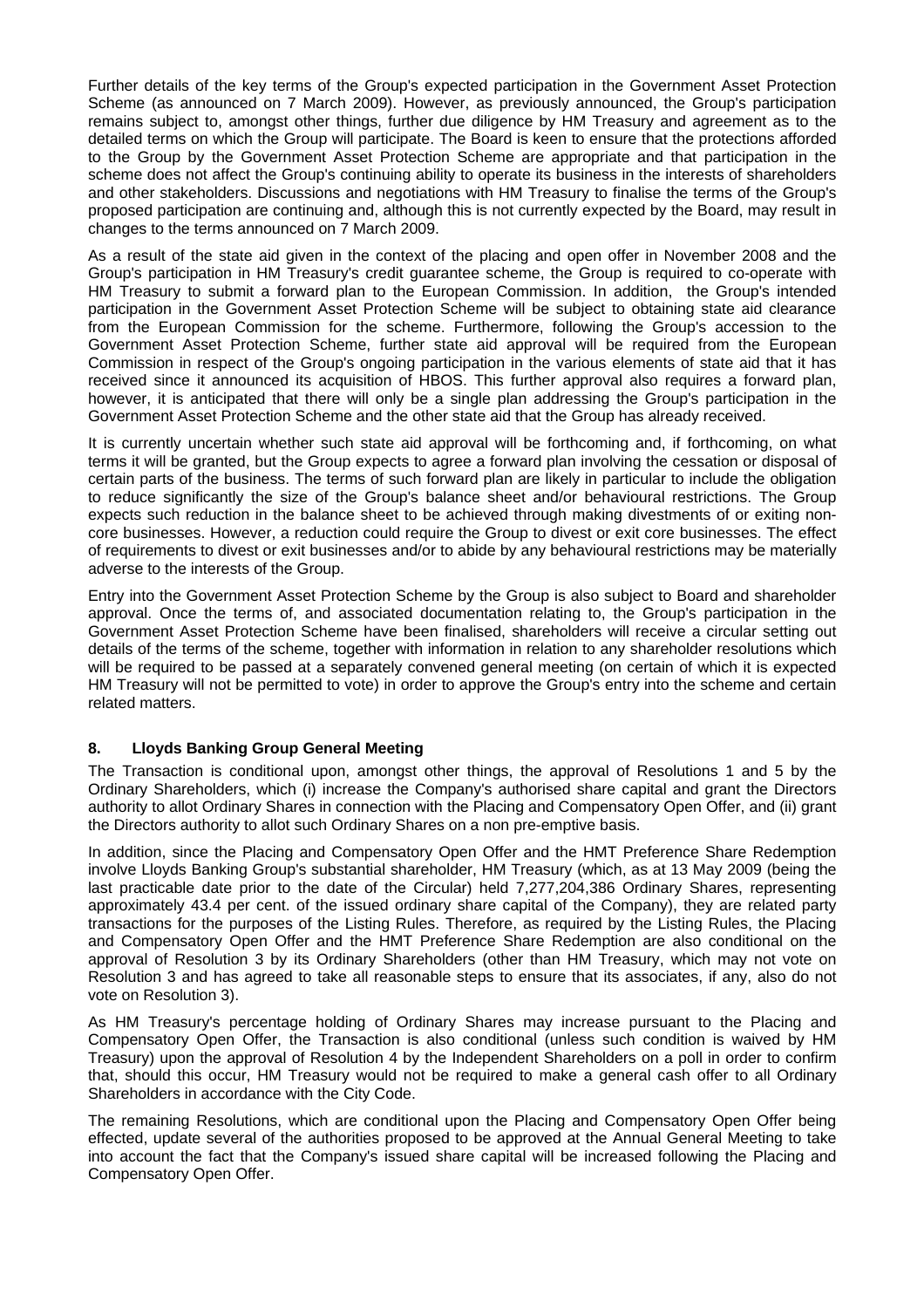Further details of the key terms of the Group's expected participation in the Government Asset Protection Scheme (as announced on 7 March 2009). However, as previously announced, the Group's participation remains subject to, amongst other things, further due diligence by HM Treasury and agreement as to the detailed terms on which the Group will participate. The Board is keen to ensure that the protections afforded to the Group by the Government Asset Protection Scheme are appropriate and that participation in the scheme does not affect the Group's continuing ability to operate its business in the interests of shareholders and other stakeholders. Discussions and negotiations with HM Treasury to finalise the terms of the Group's proposed participation are continuing and, although this is not currently expected by the Board, may result in changes to the terms announced on 7 March 2009.

As a result of the state aid given in the context of the placing and open offer in November 2008 and the Group's participation in HM Treasury's credit guarantee scheme, the Group is required to co-operate with HM Treasury to submit a forward plan to the European Commission. In addition, the Group's intended participation in the Government Asset Protection Scheme will be subject to obtaining state aid clearance from the European Commission for the scheme. Furthermore, following the Group's accession to the Government Asset Protection Scheme, further state aid approval will be required from the European Commission in respect of the Group's ongoing participation in the various elements of state aid that it has received since it announced its acquisition of HBOS. This further approval also requires a forward plan, however, it is anticipated that there will only be a single plan addressing the Group's participation in the Government Asset Protection Scheme and the other state aid that the Group has already received.

It is currently uncertain whether such state aid approval will be forthcoming and, if forthcoming, on what terms it will be granted, but the Group expects to agree a forward plan involving the cessation or disposal of certain parts of the business. The terms of such forward plan are likely in particular to include the obligation to reduce significantly the size of the Group's balance sheet and/or behavioural restrictions. The Group expects such reduction in the balance sheet to be achieved through making divestments of or exiting non-core businesses. However, a reduction could require the Group to divest or exit core businesses. The effect of requirements to divest or exit businesses and/or to abide by any behavioural restrictions may be materially adverse to the interests of the Group.

Entry into the Government Asset Protection Scheme by the Group is also subject to Board and shareholder approval. Once the terms of, and associated documentation relating to, the Group's participation in the Government Asset Protection Scheme have been finalised, shareholders will receive a circular setting out details of the terms of the scheme, together with information in relation to any shareholder resolutions which will be required to be passed at a separately convened general meeting (on certain of which it is expected HM Treasury will not be permitted to vote) in order to approve the Group's entry into the scheme and certain related matters.

## 8. Lloyds Banking Group General Meeting

The Transaction is conditional upon, amongst other things, the approval of Resolutions 1 and 5 by the Ordinary Shareholders, which (i) increase the Company's authorised share capital and grant the Directors authority to allot Ordinary Shares in connection with the Placing and Compensatory Open Offer, and (ii) grant the Directors authority to allot such Ordinary Shares on a non pre-emptive basis.

In addition, since the Placing and Compensatory Open Offer and the HMT Preference Share Redemption involve Lloyds Banking Group's substantial shareholder, HM Treasury (which, as at 13 May 2009 (being the last practicable date prior to the date of the Circular) held 7,277,204,386 Ordinary Shares, representing approximately 43.4 per cent. of the issued ordinary share capital of the Company), they are related party transactions for the purposes of the Listing Rules. Therefore, as required by the Listing Rules, the Placing and Compensatory Open Offer and the HMT Preference Share Redemption are also conditional on the approval of Resolution 3 by its Ordinary Shareholders (other than HM Treasury, which may not vote on Resolution 3 and has agreed to take all reasonable steps to ensure that its associates, if any, also do not vote on Resolution 3).

As HM Treasury's percentage holding of Ordinary Shares may increase pursuant to the Placing and Compensatory Open Offer, the Transaction is also conditional (unless such condition is waived by HM Treasury) upon the approval of Resolution 4 by the Independent Shareholders on a poll in order to confirm that, should this occur, HM Treasury would not be required to make a general cash offer to all Ordinary Shareholders in accordance with the City Code.

The remaining Resolutions, which are conditional upon the Placing and Compensatory Open Offer being effected, update several of the authorities proposed to be approved at the Annual General Meeting to take into account the fact that the Company's issued share capital will be increased following the Placing and Compensatory Open Offer.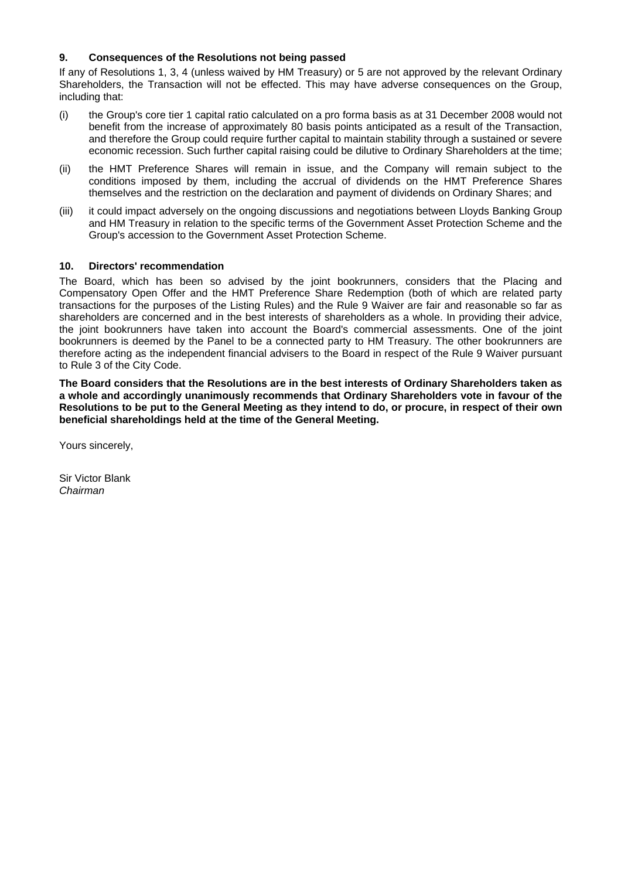## 9. Consequences of the Resolutions not being passed

If any of Resolutions 1, 3, 4 (unless waived by HM Treasury) or 5 are not approved by the relevant Ordinary Shareholders, the Transaction will not be effected. This may have adverse consequences on the Group, including that:

(i) the Group's core tier 1 capital ratio calculated on a pro forma basis as at 31 December 2008 would not benefit from the increase of approximately 80 basis points anticipated as a result of the Transaction, and therefore the Group could require further capital to maintain stability through a sustained or severe economic recession. Such further capital raising could be dilutive to Ordinary Shareholders at the time;

(ii) the HMT Preference Shares will remain in issue, and the Company will remain subject to the conditions imposed by them, including the accrual of dividends on the HMT Preference Shares themselves and the restriction on the declaration and payment of dividends on Ordinary Shares; and

(iii) it could impact adversely on the ongoing discussions and negotiations between Lloyds Banking Group and HM Treasury in relation to the specific terms of the Government Asset Protection Scheme and the Group's accession to the Government Asset Protection Scheme.

## 10. Directors' recommendation

The Board, which has been so advised by the joint bookrunners, considers that the Placing and Compensatory Open Offer and the HMT Preference Share Redemption (both of which are related party transactions for the purposes of the Listing Rules) and the Rule 9 Waiver are fair and reasonable so far as shareholders are concerned and in the best interests of shareholders as a whole. In providing their advice, the joint bookrunners have taken into account the Board's commercial assessments. One of the joint bookrunners is deemed by the Panel to be a connected party to HM Treasury. The other bookrunners are therefore acting as the independent financial advisers to the Board in respect of the Rule 9 Waiver pursuant to Rule 3 of the City Code.

**The Board considers that the Resolutions are in the best interests of Ordinary Shareholders taken as a whole and accordingly unanimously recommends that Ordinary Shareholders vote in favour of the Resolutions to be put to the General Meeting as they intend to do, or procure, in respect of their own beneficial shareholdings held at the time of the General Meeting.**

Yours sincerely,

Sir Victor Blank
*Chairman*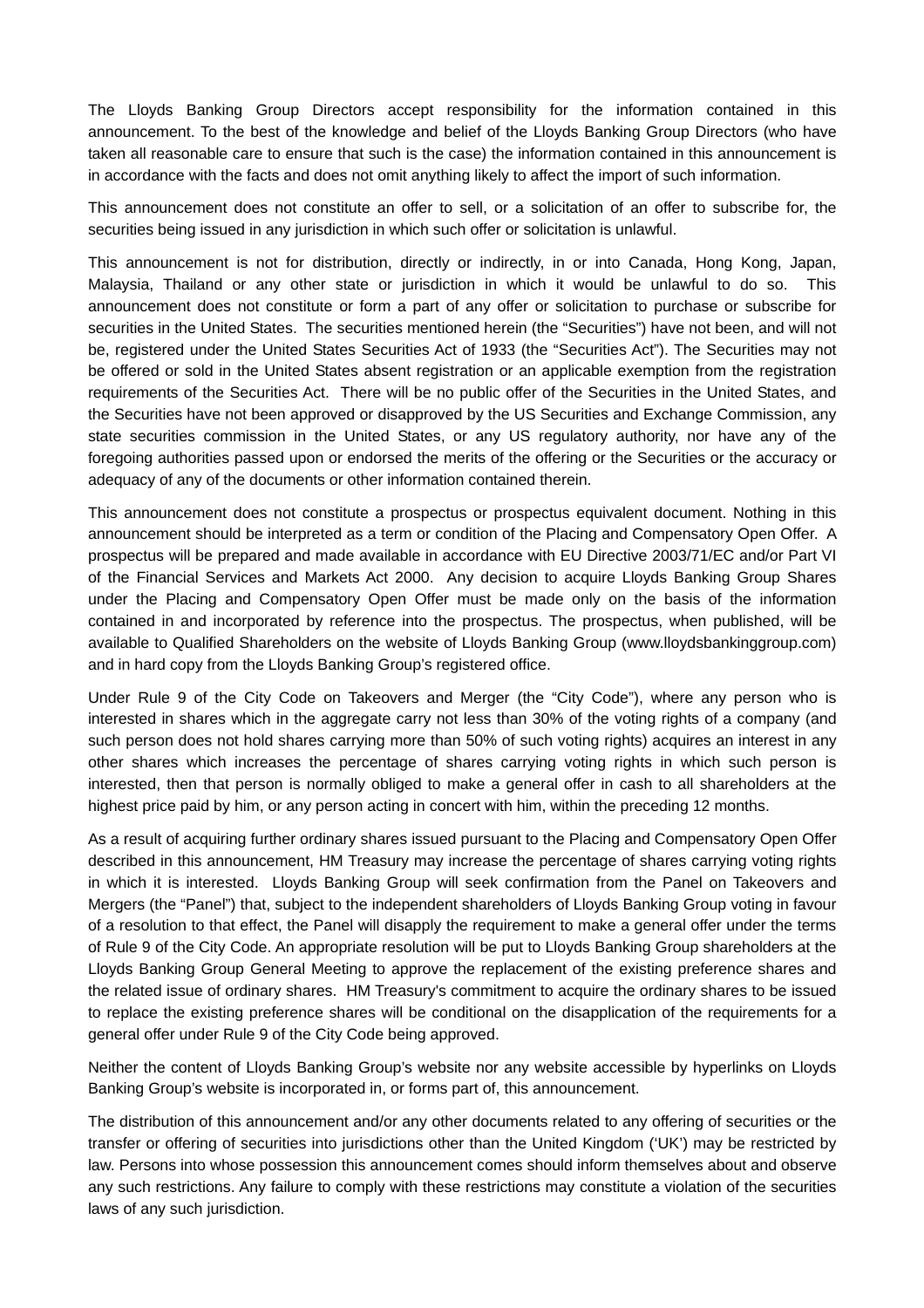The Lloyds Banking Group Directors accept responsibility for the information contained in this announcement. To the best of the knowledge and belief of the Lloyds Banking Group Directors (who have taken all reasonable care to ensure that such is the case) the information contained in this announcement is in accordance with the facts and does not omit anything likely to affect the import of such information.

This announcement does not constitute an offer to sell, or a solicitation of an offer to subscribe for, the securities being issued in any jurisdiction in which such offer or solicitation is unlawful.

This announcement is not for distribution, directly or indirectly, in or into Canada, Hong Kong, Japan, Malaysia, Thailand or any other state or jurisdiction in which it would be unlawful to do so. This announcement does not constitute or form a part of any offer or solicitation to purchase or subscribe for securities in the United States. The securities mentioned herein (the "Securities") have not been, and will not be, registered under the United States Securities Act of 1933 (the "Securities Act"). The Securities may not be offered or sold in the United States absent registration or an applicable exemption from the registration requirements of the Securities Act. There will be no public offer of the Securities in the United States, and the Securities have not been approved or disapproved by the US Securities and Exchange Commission, any state securities commission in the United States, or any US regulatory authority, nor have any of the foregoing authorities passed upon or endorsed the merits of the offering or the Securities or the accuracy or adequacy of any of the documents or other information contained therein.

This announcement does not constitute a prospectus or prospectus equivalent document. Nothing in this announcement should be interpreted as a term or condition of the Placing and Compensatory Open Offer. A prospectus will be prepared and made available in accordance with EU Directive 2003/71/EC and/or Part VI of the Financial Services and Markets Act 2000. Any decision to acquire Lloyds Banking Group Shares under the Placing and Compensatory Open Offer must be made only on the basis of the information contained in and incorporated by reference into the prospectus. The prospectus, when published, will be available to Qualified Shareholders on the website of Lloyds Banking Group (www.lloydsbankinggroup.com) and in hard copy from the Lloyds Banking Group's registered office.

Under Rule 9 of the City Code on Takeovers and Merger (the "City Code"), where any person who is interested in shares which in the aggregate carry not less than 30% of the voting rights of a company (and such person does not hold shares carrying more than 50% of such voting rights) acquires an interest in any other shares which increases the percentage of shares carrying voting rights in which such person is interested, then that person is normally obliged to make a general offer in cash to all shareholders at the highest price paid by him, or any person acting in concert with him, within the preceding 12 months.

As a result of acquiring further ordinary shares issued pursuant to the Placing and Compensatory Open Offer described in this announcement, HM Treasury may increase the percentage of shares carrying voting rights in which it is interested. Lloyds Banking Group will seek confirmation from the Panel on Takeovers and Mergers (the "Panel") that, subject to the independent shareholders of Lloyds Banking Group voting in favour of a resolution to that effect, the Panel will disapply the requirement to make a general offer under the terms of Rule 9 of the City Code. An appropriate resolution will be put to Lloyds Banking Group shareholders at the Lloyds Banking Group General Meeting to approve the replacement of the existing preference shares and the related issue of ordinary shares. HM Treasury's commitment to acquire the ordinary shares to be issued to replace the existing preference shares will be conditional on the disapplication of the requirements for a general offer under Rule 9 of the City Code being approved.

Neither the content of Lloyds Banking Group's website nor any website accessible by hyperlinks on Lloyds Banking Group's website is incorporated in, or forms part of, this announcement.

The distribution of this announcement and/or any other documents related to any offering of securities or the transfer or offering of securities into jurisdictions other than the United Kingdom ('UK') may be restricted by law. Persons into whose possession this announcement comes should inform themselves about and observe any such restrictions. Any failure to comply with these restrictions may constitute a violation of the securities laws of any such jurisdiction.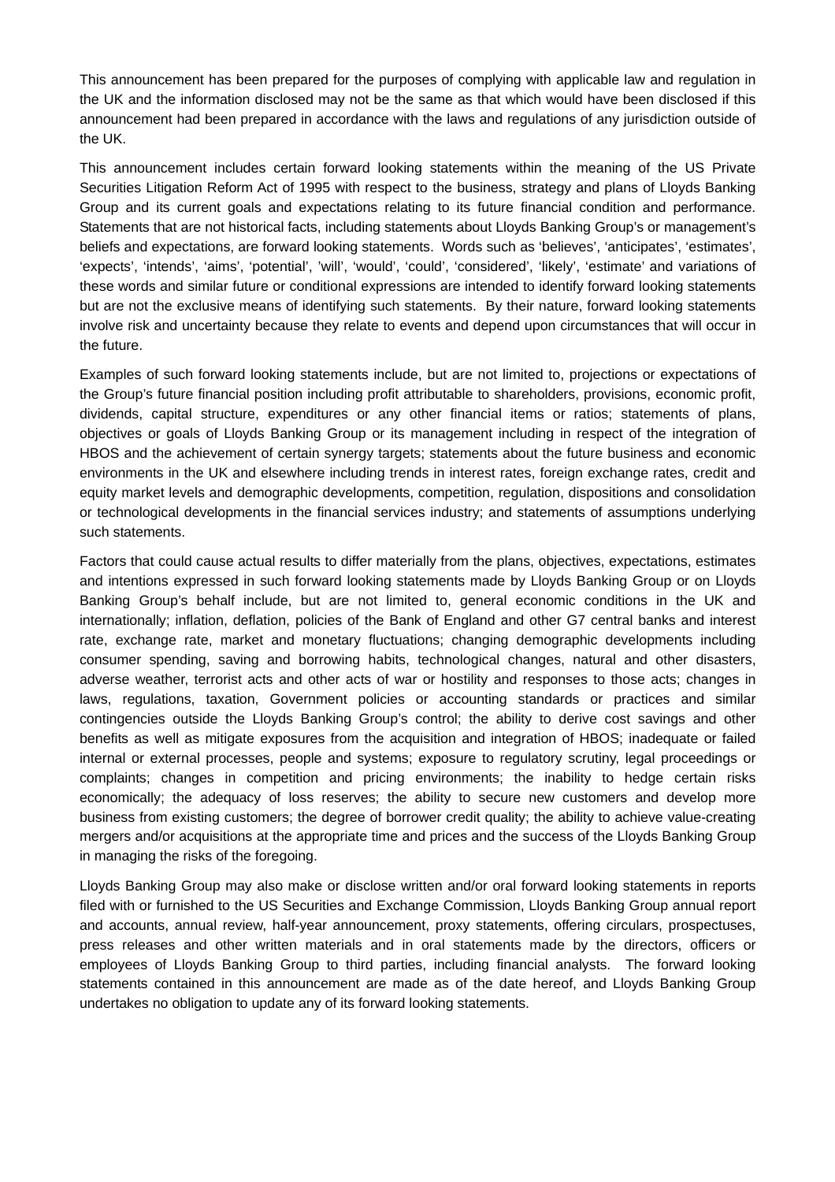This announcement has been prepared for the purposes of complying with applicable law and regulation in the UK and the information disclosed may not be the same as that which would have been disclosed if this announcement had been prepared in accordance with the laws and regulations of any jurisdiction outside of the UK.

This announcement includes certain forward looking statements within the meaning of the US Private Securities Litigation Reform Act of 1995 with respect to the business, strategy and plans of Lloyds Banking Group and its current goals and expectations relating to its future financial condition and performance. Statements that are not historical facts, including statements about Lloyds Banking Group's or management's beliefs and expectations, are forward looking statements. Words such as 'believes', 'anticipates', 'estimates', 'expects', 'intends', 'aims', 'potential', 'will', 'would', 'could', 'considered', 'likely', 'estimate' and variations of these words and similar future or conditional expressions are intended to identify forward looking statements but are not the exclusive means of identifying such statements. By their nature, forward looking statements involve risk and uncertainty because they relate to events and depend upon circumstances that will occur in the future.

Examples of such forward looking statements include, but are not limited to, projections or expectations of the Group's future financial position including profit attributable to shareholders, provisions, economic profit, dividends, capital structure, expenditures or any other financial items or ratios; statements of plans, objectives or goals of Lloyds Banking Group or its management including in respect of the integration of HBOS and the achievement of certain synergy targets; statements about the future business and economic environments in the UK and elsewhere including trends in interest rates, foreign exchange rates, credit and equity market levels and demographic developments, competition, regulation, dispositions and consolidation or technological developments in the financial services industry; and statements of assumptions underlying such statements.

Factors that could cause actual results to differ materially from the plans, objectives, expectations, estimates and intentions expressed in such forward looking statements made by Lloyds Banking Group or on Lloyds Banking Group's behalf include, but are not limited to, general economic conditions in the UK and internationally; inflation, deflation, policies of the Bank of England and other G7 central banks and interest rate, exchange rate, market and monetary fluctuations; changing demographic developments including consumer spending, saving and borrowing habits, technological changes, natural and other disasters, adverse weather, terrorist acts and other acts of war or hostility and responses to those acts; changes in laws, regulations, taxation, Government policies or accounting standards or practices and similar contingencies outside the Lloyds Banking Group's control; the ability to derive cost savings and other benefits as well as mitigate exposures from the acquisition and integration of HBOS; inadequate or failed internal or external processes, people and systems; exposure to regulatory scrutiny, legal proceedings or complaints; changes in competition and pricing environments; the inability to hedge certain risks economically; the adequacy of loss reserves; the ability to secure new customers and develop more business from existing customers; the degree of borrower credit quality; the ability to achieve value-creating mergers and/or acquisitions at the appropriate time and prices and the success of the Lloyds Banking Group in managing the risks of the foregoing.

Lloyds Banking Group may also make or disclose written and/or oral forward looking statements in reports filed with or furnished to the US Securities and Exchange Commission, Lloyds Banking Group annual report and accounts, annual review, half-year announcement, proxy statements, offering circulars, prospectuses, press releases and other written materials and in oral statements made by the directors, officers or employees of Lloyds Banking Group to third parties, including financial analysts. The forward looking statements contained in this announcement are made as of the date hereof, and Lloyds Banking Group undertakes no obligation to update any of its forward looking statements.